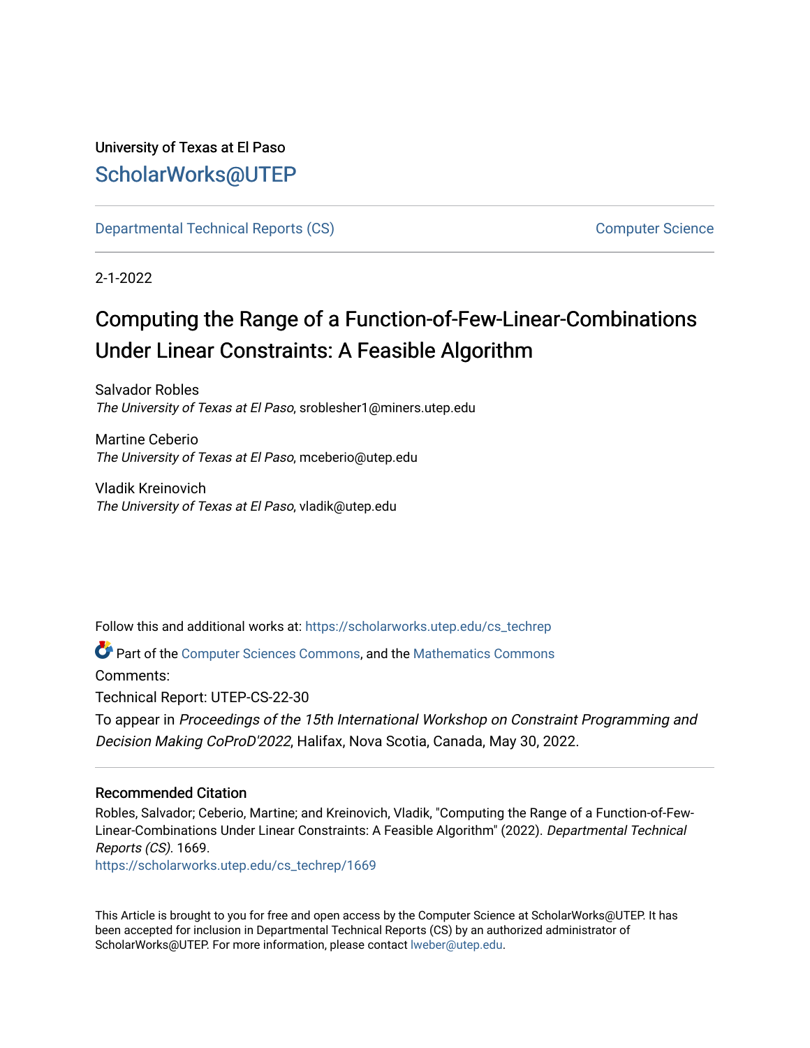University of Texas at El Paso

ScholarWorks@UTEP

Departmental Technical Reports (CS) — Computer Science

2-1-2022

# Computing the Range of a Function-of-Few-Linear-Combinations Under Linear Constraints: A Feasible Algorithm

Salvador Robles
*The University of Texas at El Paso*, sroblesher1@miners.utep.edu

Martine Ceberio
*The University of Texas at El Paso*, mceberio@utep.edu

Vladik Kreinovich
*The University of Texas at El Paso*, vladik@utep.edu

Follow this and additional works at: https://scholarworks.utep.edu/cs_techrep

Part of the Computer Sciences Commons, and the Mathematics Commons

Comments:

Technical Report: UTEP-CS-22-30

To appear in *Proceedings of the 15th International Workshop on Constraint Programming and Decision Making CoProD'2022*, Halifax, Nova Scotia, Canada, May 30, 2022.

### Recommended Citation

Robles, Salvador; Ceberio, Martine; and Kreinovich, Vladik, "Computing the Range of a Function-of-Few-Linear-Combinations Under Linear Constraints: A Feasible Algorithm" (2022). *Departmental Technical Reports (CS)*. 1669.
https://scholarworks.utep.edu/cs_techrep/1669

This Article is brought to you for free and open access by the Computer Science at ScholarWorks@UTEP. It has been accepted for inclusion in Departmental Technical Reports (CS) by an authorized administrator of ScholarWorks@UTEP. For more information, please contact lweber@utep.edu.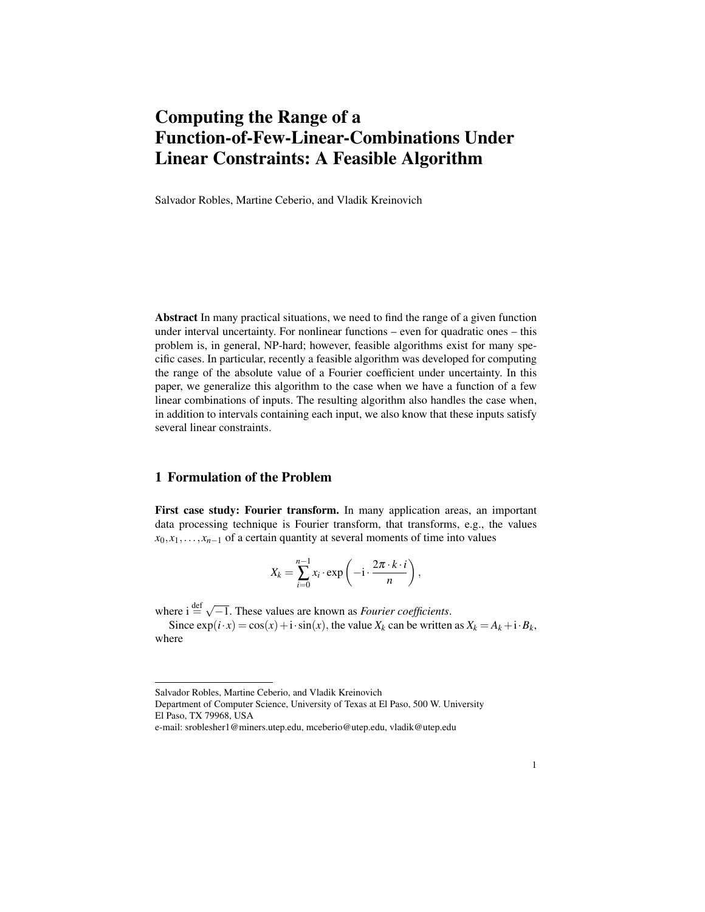# Computing the Range of a Function-of-Few-Linear-Combinations Under Linear Constraints: A Feasible Algorithm

Salvador Robles, Martine Ceberio, and Vladik Kreinovich

**Abstract** In many practical situations, we need to find the range of a given function under interval uncertainty. For nonlinear functions – even for quadratic ones – this problem is, in general, NP-hard; however, feasible algorithms exist for many specific cases. In particular, recently a feasible algorithm was developed for computing the range of the absolute value of a Fourier coefficient under uncertainty. In this paper, we generalize this algorithm to the case when we have a function of a few linear combinations of inputs. The resulting algorithm also handles the case when, in addition to intervals containing each input, we also know that these inputs satisfy several linear constraints.

## 1 Formulation of the Problem

**First case study: Fourier transform.** In many application areas, an important data processing technique is Fourier transform, that transforms, e.g., the values $x_0, x_1, \ldots, x_{n-1}$ of a certain quantity at several moments of time into values

$$X_k = \sum_{i=0}^{n-1} x_i \cdot \exp\left(-\mathrm{i} \cdot \frac{2\pi \cdot k \cdot i}{n}\right),$$

where $\mathrm{i} \stackrel{\text{def}}{=} \sqrt{-1}$. These values are known as *Fourier coefficients*.

Since $\exp(i \cdot x) = \cos(x) + \mathrm{i} \cdot \sin(x)$, the value $X_k$ can be written as $X_k = A_k + \mathrm{i} \cdot B_k$, where

---

Salvador Robles, Martine Ceberio, and Vladik Kreinovich
Department of Computer Science, University of Texas at El Paso, 500 W. University
El Paso, TX 79968, USA
e-mail: sroblesher1@miners.utep.edu, mceberio@utep.edu, vladik@utep.edu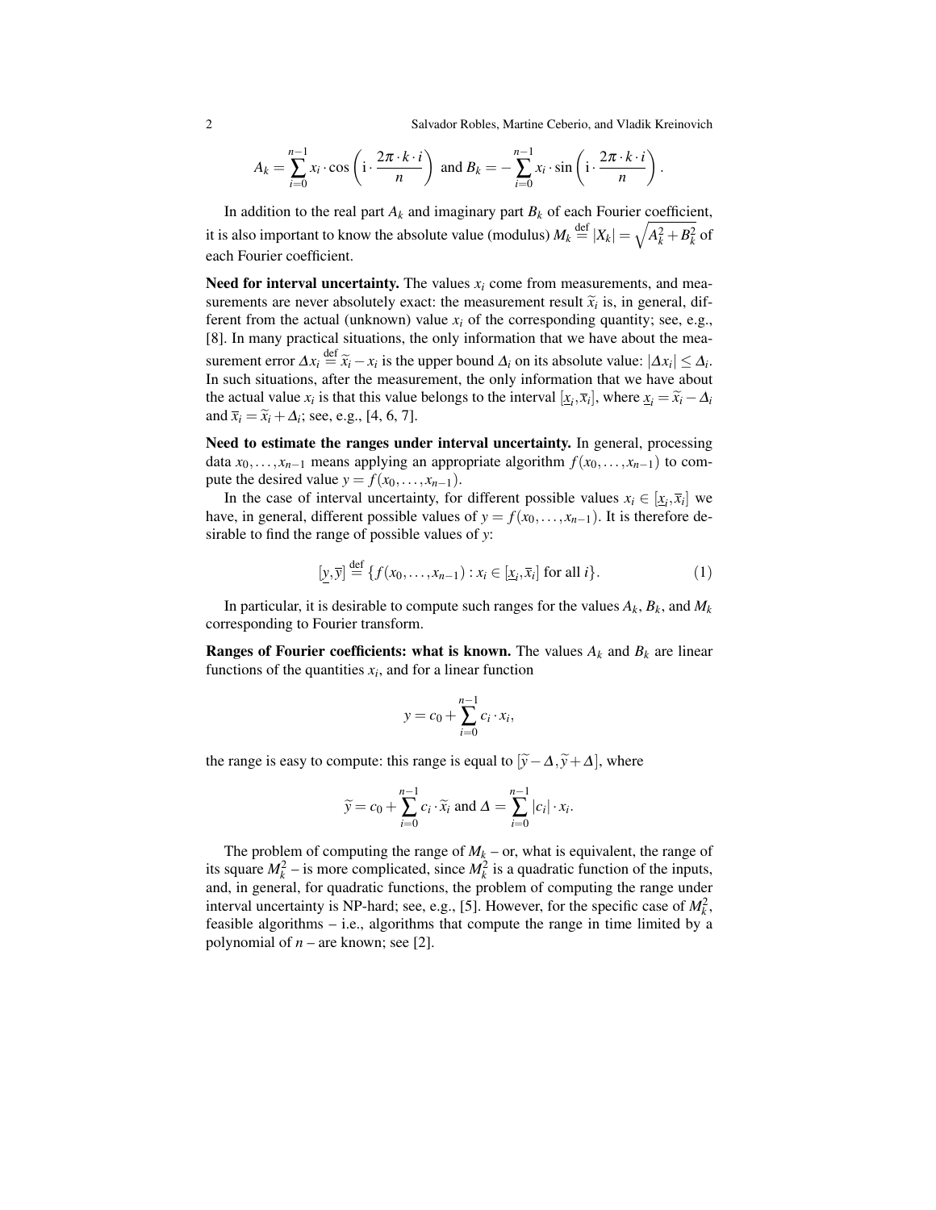$$A_k = \sum_{i=0}^{n-1} x_i \cdot \cos\left(\mathrm{i} \cdot \frac{2\pi \cdot k \cdot i}{n}\right) \text{ and } B_k = -\sum_{i=0}^{n-1} x_i \cdot \sin\left(\mathrm{i} \cdot \frac{2\pi \cdot k \cdot i}{n}\right).$$

In addition to the real part $A_k$ and imaginary part $B_k$ of each Fourier coefficient, it is also important to know the absolute value (modulus) $M_k \stackrel{\text{def}}{=} |X_k| = \sqrt{A_k^2 + B_k^2}$ of each Fourier coefficient.

**Need for interval uncertainty.** The values $x_i$ come from measurements, and measurements are never absolutely exact: the measurement result $\widetilde{x}_i$ is, in general, different from the actual (unknown) value $x_i$ of the corresponding quantity; see, e.g., [8]. In many practical situations, the only information that we have about the measurement error $\Delta x_i \stackrel{\text{def}}{=} \widetilde{x}_i - x_i$ is the upper bound $\Delta_i$ on its absolute value: $|\Delta x_i| \le \Delta_i$. In such situations, after the measurement, the only information that we have about the actual value $x_i$ is that this value belongs to the interval $[\underline{x}_i, \overline{x}_i]$, where $\underline{x}_i = \widetilde{x}_i - \Delta_i$ and $\overline{x}_i = \widetilde{x}_i + \Delta_i$; see, e.g., [4, 6, 7].

**Need to estimate the ranges under interval uncertainty.** In general, processing data $x_0, \ldots, x_{n-1}$ means applying an appropriate algorithm $f(x_0, \ldots, x_{n-1})$ to compute the desired value $y = f(x_0, \ldots, x_{n-1})$.

In the case of interval uncertainty, for different possible values $x_i \in [\underline{x}_i, \overline{x}_i]$ we have, in general, different possible values of $y = f(x_0, \ldots, x_{n-1})$. It is therefore desirable to find the range of possible values of $y$:

$$[\underline{y}, \overline{y}] \stackrel{\text{def}}{=} \{f(x_0, \ldots, x_{n-1}) : x_i \in [\underline{x}_i, \overline{x}_i] \text{ for all } i\}. \quad (1)$$

In particular, it is desirable to compute such ranges for the values $A_k$, $B_k$, and $M_k$ corresponding to Fourier transform.

**Ranges of Fourier coefficients: what is known.** The values $A_k$ and $B_k$ are linear functions of the quantities $x_i$, and for a linear function

$$y = c_0 + \sum_{i=0}^{n-1} c_i \cdot x_i,$$

the range is easy to compute: this range is equal to $[\widetilde{y} - \Delta, \widetilde{y} + \Delta]$, where

$$\widetilde{y} = c_0 + \sum_{i=0}^{n-1} c_i \cdot \widetilde{x}_i \text{ and } \Delta = \sum_{i=0}^{n-1} |c_i| \cdot x_i.$$

The problem of computing the range of $M_k$ – or, what is equivalent, the range of its square $M_k^2$ – is more complicated, since $M_k^2$ is a quadratic function of the inputs, and, in general, for quadratic functions, the problem of computing the range under interval uncertainty is NP-hard; see, e.g., [5]. However, for the specific case of $M_k^2$, feasible algorithms – i.e., algorithms that compute the range in time limited by a polynomial of $n$ – are known; see [2].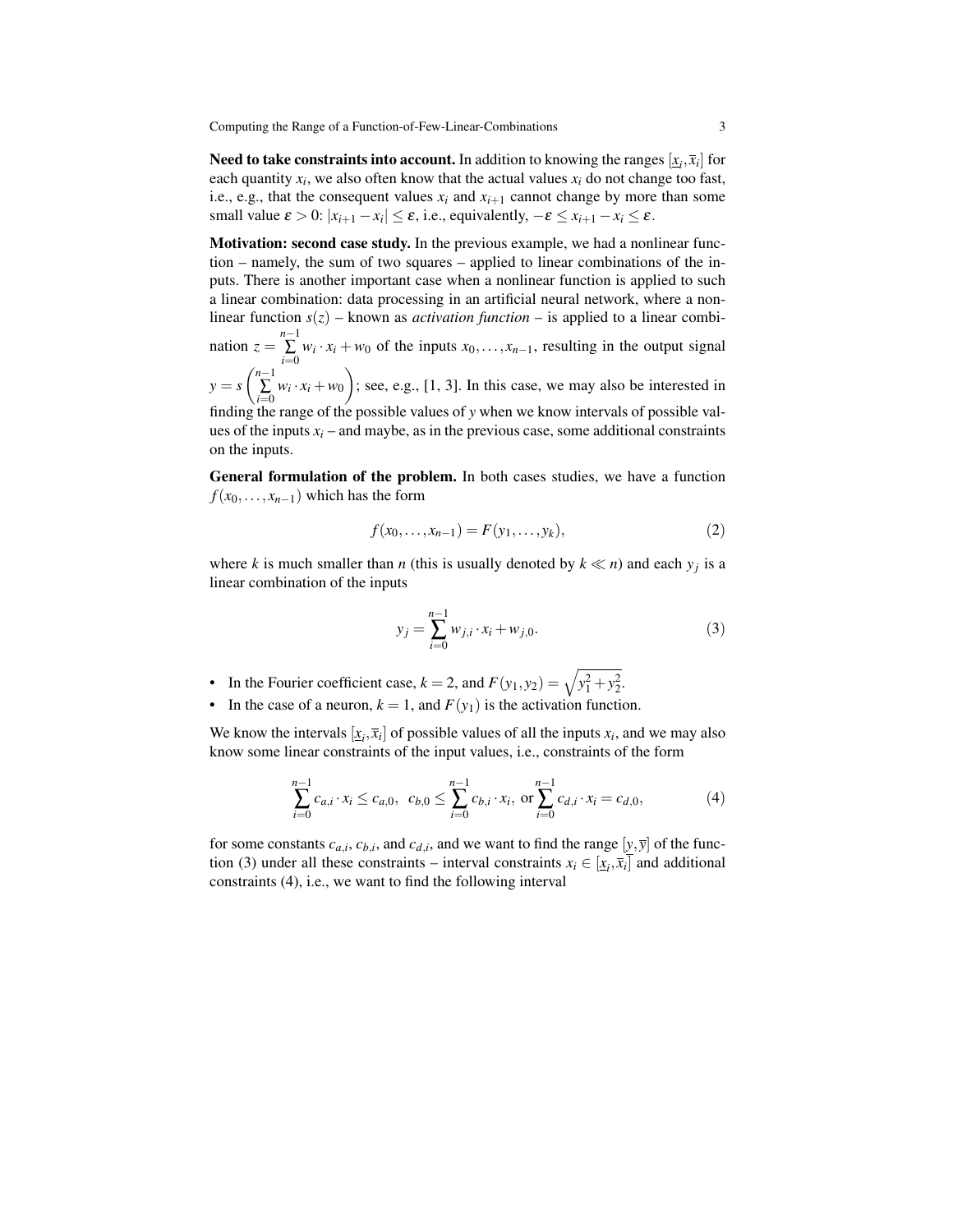**Need to take constraints into account.** In addition to knowing the ranges $[\underline{x}_i, \overline{x}_i]$ for each quantity $x_i$, we also often know that the actual values $x_i$ do not change too fast, i.e., e.g., that the consequent values $x_i$ and $x_{i+1}$ cannot change by more than some small value $\varepsilon > 0$: $|x_{i+1} - x_i| \le \varepsilon$, i.e., equivalently, $-\varepsilon \le x_{i+1} - x_i \le \varepsilon$.

**Motivation: second case study.** In the previous example, we had a nonlinear function – namely, the sum of two squares – applied to linear combinations of the inputs. There is another important case when a nonlinear function is applied to such a linear combination: data processing in an artificial neural network, where a nonlinear function $s(z)$ – known as *activation function* – is applied to a linear combination $z = \sum_{i=0}^{n-1} w_i \cdot x_i + w_0$ of the inputs $x_0, \ldots, x_{n-1}$, resulting in the output signal $y = s\left(\sum_{i=0}^{n-1} w_i \cdot x_i + w_0\right)$; see, e.g., [1, 3]. In this case, we may also be interested in finding the range of the possible values of $y$ when we know intervals of possible values of the inputs $x_i$ – and maybe, as in the previous case, some additional constraints on the inputs.

**General formulation of the problem.** In both cases studies, we have a function $f(x_0, \ldots, x_{n-1})$ which has the form

$$f(x_0, \ldots, x_{n-1}) = F(y_1, \ldots, y_k), \tag{2}$$

where $k$ is much smaller than $n$ (this is usually denoted by $k \ll n$) and each $y_j$ is a linear combination of the inputs

$$y_j = \sum_{i=0}^{n-1} w_{j,i} \cdot x_i + w_{j,0}. \tag{3}$$

- In the Fourier coefficient case, $k = 2$, and $F(y_1, y_2) = \sqrt{y_1^2 + y_2^2}$.
- In the case of a neuron, $k = 1$, and $F(y_1)$ is the activation function.

We know the intervals $[\underline{x}_i, \overline{x}_i]$ of possible values of all the inputs $x_i$, and we may also know some linear constraints of the input values, i.e., constraints of the form

$$\sum_{i=0}^{n-1} c_{a,i} \cdot x_i \le c_{a,0}, \quad c_{b,0} \le \sum_{i=0}^{n-1} c_{b,i} \cdot x_i, \text{ or } \sum_{i=0}^{n-1} c_{d,i} \cdot x_i = c_{d,0}, \tag{4}$$

for some constants $c_{a,i}$, $c_{b,i}$, and $c_{d,i}$, and we want to find the range $[\underline{y}, \overline{y}]$ of the function (3) under all these constraints – interval constraints $x_i \in [\underline{x}_i, \overline{x}_i]$ and additional constraints (4), i.e., we want to find the following interval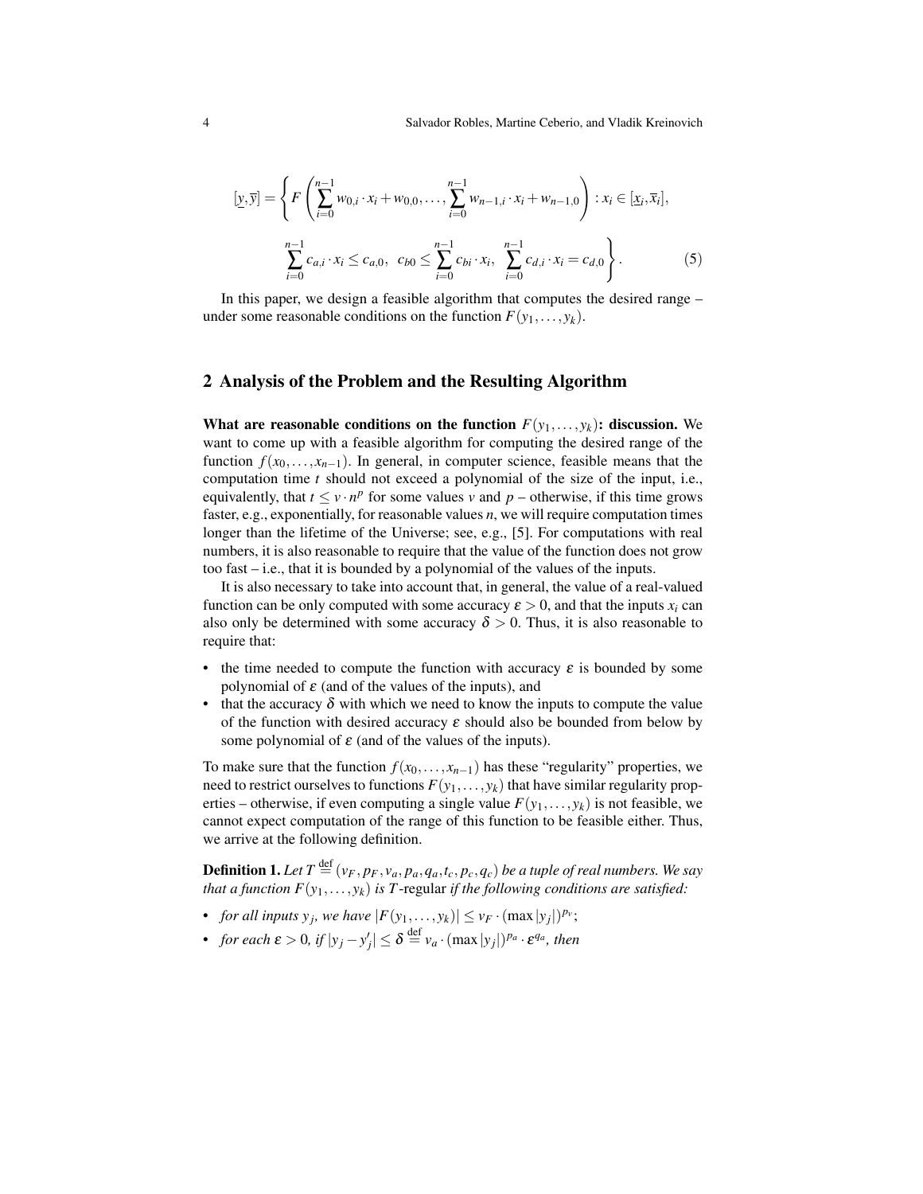$$[\underline{y}, \overline{y}] = \left\{ F\left( \sum_{i=0}^{n-1} w_{0,i} \cdot x_i + w_{0,0}, \ldots, \sum_{i=0}^{n-1} w_{n-1,i} \cdot x_i + w_{n-1,0} \right) : x_i \in [\underline{x}_i, \overline{x}_i], \right.$$

$$\left. \sum_{i=0}^{n-1} c_{a,i} \cdot x_i \le c_{a,0}, \;\; c_{b0} \le \sum_{i=0}^{n-1} c_{bi} \cdot x_i, \;\; \sum_{i=0}^{n-1} c_{d,i} \cdot x_i = c_{d,0} \right\}. \tag{5}$$

In this paper, we design a feasible algorithm that computes the desired range – under some reasonable conditions on the function $F(y_1, \ldots, y_k)$.

## 2 Analysis of the Problem and the Resulting Algorithm

**What are reasonable conditions on the function $F(y_1, \ldots, y_k)$: discussion.** We want to come up with a feasible algorithm for computing the desired range of the function $f(x_0, \ldots, x_{n-1})$. In general, in computer science, feasible means that the computation time $t$ should not exceed a polynomial of the size of the input, i.e., equivalently, that $t \le v \cdot n^p$ for some values $v$ and $p$ – otherwise, if this time grows faster, e.g., exponentially, for reasonable values $n$, we will require computation times longer than the lifetime of the Universe; see, e.g., [5]. For computations with real numbers, it is also reasonable to require that the value of the function does not grow too fast – i.e., that it is bounded by a polynomial of the values of the inputs.

It is also necessary to take into account that, in general, the value of a real-valued function can be only computed with some accuracy $\varepsilon > 0$, and that the inputs $x_i$ can also only be determined with some accuracy $\delta > 0$. Thus, it is also reasonable to require that:

- the time needed to compute the function with accuracy $\varepsilon$ is bounded by some polynomial of $\varepsilon$ (and of the values of the inputs), and
- that the accuracy $\delta$ with which we need to know the inputs to compute the value of the function with desired accuracy $\varepsilon$ should also be bounded from below by some polynomial of $\varepsilon$ (and of the values of the inputs).

To make sure that the function $f(x_0, \ldots, x_{n-1})$ has these "regularity" properties, we need to restrict ourselves to functions $F(y_1, \ldots, y_k)$ that have similar regularity properties – otherwise, if even computing a single value $F(y_1, \ldots, y_k)$ is not feasible, we cannot expect computation of the range of this function to be feasible either. Thus, we arrive at the following definition.

**Definition 1.** *Let $T \stackrel{\text{def}}{=} (v_F, p_F, v_a, p_a, q_a, t_c, p_c, q_c)$ be a tuple of real numbers. We say that a function $F(y_1, \ldots, y_k)$ is $T$-*regular *if the following conditions are satisfied:*

- *for all inputs $y_j$, we have $|F(y_1, \ldots, y_k)| \le v_F \cdot (\max |y_j|)^{p_v}$;*
- *for each $\varepsilon > 0$, if $|y_j - y'_j| \le \delta \stackrel{\text{def}}{=} v_a \cdot (\max |y_j|)^{p_a} \cdot \varepsilon^{q_a}$, then*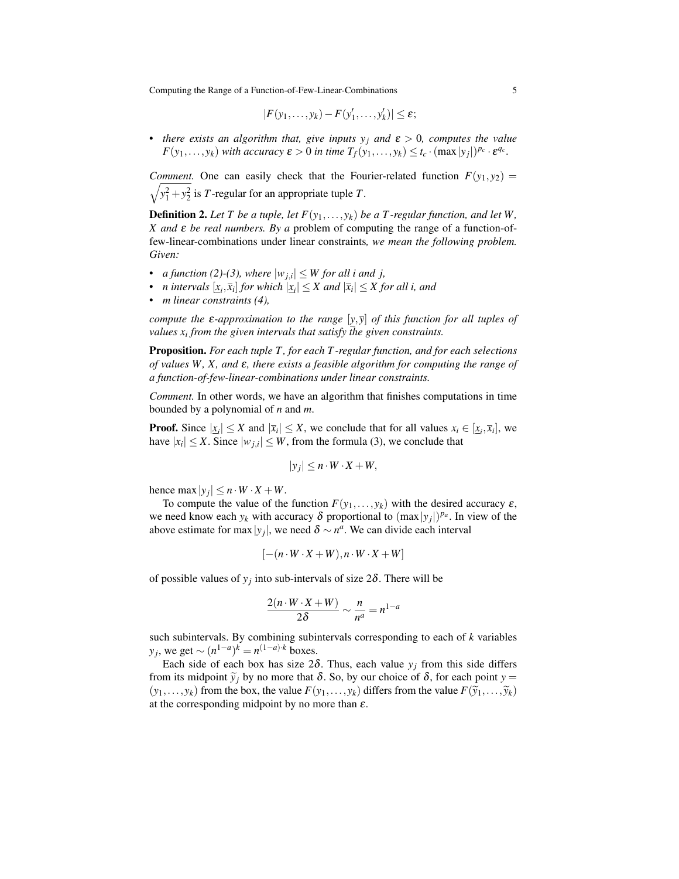$$|F(y_1,\ldots,y_k) - F(y'_1,\ldots,y'_k)| \le \varepsilon;$$

- *there exists an algorithm that, give inputs $y_j$ and $\varepsilon > 0$, computes the value $F(y_1,\ldots,y_k)$ with accuracy $\varepsilon > 0$ in time $T_f(y_1,\ldots,y_k) \le t_c \cdot (\max|y_j|)^{p_c} \cdot \varepsilon^{q_c}$.*

*Comment.* One can easily check that the Fourier-related function $F(y_1,y_2) = \sqrt{y_1^2 + y_2^2}$ is $T$-regular for an appropriate tuple $T$.

**Definition 2.** *Let $T$ be a tuple, let $F(y_1,\ldots,y_k)$ be a $T$-regular function, and let $W$, $X$ and $\varepsilon$ be real numbers. By a* problem of computing the range of a function-of-few-linear-combinations under linear constraints*, we mean the following problem. Given:*

- *a function (2)-(3), where $|w_{j,i}| \le W$ for all $i$ and $j$,*
- *$n$ intervals $[\underline{x}_i, \overline{x}_i]$ for which $|\underline{x}_i| \le X$ and $|\overline{x}_i| \le X$ for all $i$, and*
- *$m$ linear constraints (4),*

*compute the $\varepsilon$-approximation to the range $[\underline{y}, \overline{y}]$ of this function for all tuples of values $x_i$ from the given intervals that satisfy the given constraints.*

**Proposition.** *For each tuple $T$, for each $T$-regular function, and for each selections of values $W$, $X$, and $\varepsilon$, there exists a feasible algorithm for computing the range of a function-of-few-linear-combinations under linear constraints.*

*Comment.* In other words, we have an algorithm that finishes computations in time bounded by a polynomial of $n$ and $m$.

**Proof.** Since $|\underline{x}_i| \le X$ and $|\overline{x}_i| \le X$, we conclude that for all values $x_i \in [\underline{x}_i, \overline{x}_i]$, we have $|x_i| \le X$. Since $|w_{j,i}| \le W$, from the formula (3), we conclude that

$$|y_j| \le n \cdot W \cdot X + W,$$

hence $\max|y_j| \le n \cdot W \cdot X + W$.

To compute the value of the function $F(y_1,\ldots,y_k)$ with the desired accuracy $\varepsilon$, we need know each $y_k$ with accuracy $\delta$ proportional to $(\max|y_j|)^{p_a}$. In view of the above estimate for $\max|y_j|$, we need $\delta \sim n^a$. We can divide each interval

$$[-(n \cdot W \cdot X + W), n \cdot W \cdot X + W]$$

of possible values of $y_j$ into sub-intervals of size $2\delta$. There will be

$$\frac{2(n \cdot W \cdot X + W)}{2\delta} \sim \frac{n}{n^a} = n^{1-a}$$

such subintervals. By combining subintervals corresponding to each of $k$ variables $y_j$, we get $\sim (n^{1-a})^k = n^{(1-a)\cdot k}$ boxes.

Each side of each box has size $2\delta$. Thus, each value $y_j$ from this side differs from its midpoint $\widetilde{y}_j$ by no more that $\delta$. So, by our choice of $\delta$, for each point $y = (y_1,\ldots,y_k)$ from the box, the value $F(y_1,\ldots,y_k)$ differs from the value $F(\widetilde{y}_1,\ldots,\widetilde{y}_k)$ at the corresponding midpoint by no more than $\varepsilon$.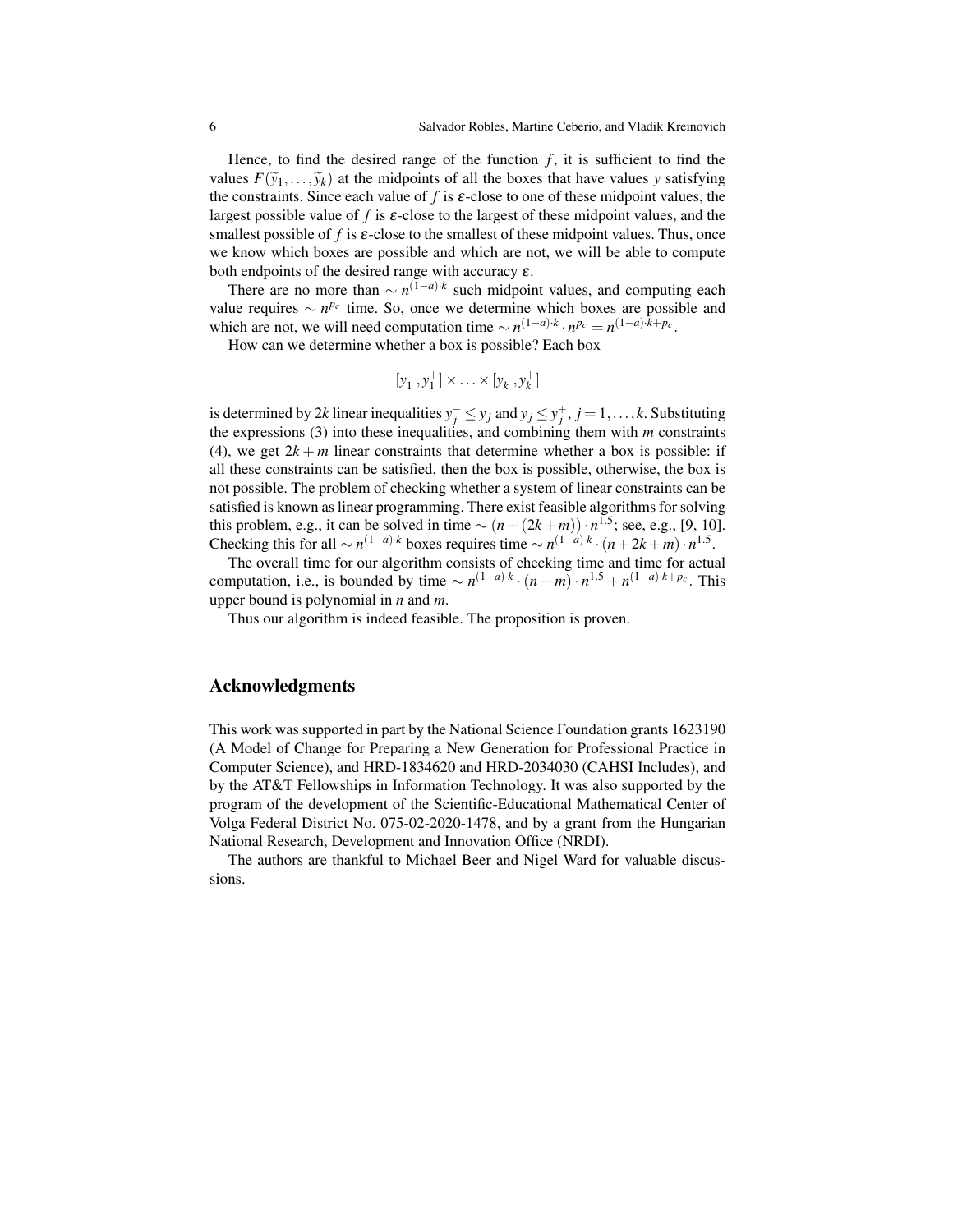Hence, to find the desired range of the function $f$, it is sufficient to find the values $F(\widetilde{y}_1, \ldots, \widetilde{y}_k)$ at the midpoints of all the boxes that have values $y$ satisfying the constraints. Since each value of $f$ is $\varepsilon$-close to one of these midpoint values, the largest possible value of $f$ is $\varepsilon$-close to the largest of these midpoint values, and the smallest possible of $f$ is $\varepsilon$-close to the smallest of these midpoint values. Thus, once we know which boxes are possible and which are not, we will be able to compute both endpoints of the desired range with accuracy $\varepsilon$.

There are no more than $\sim n^{(1-a)\cdot k}$ such midpoint values, and computing each value requires $\sim n^{p_c}$ time. So, once we determine which boxes are possible and which are not, we will need computation time $\sim n^{(1-a)\cdot k} \cdot n^{p_c} = n^{(1-a)\cdot k + p_c}$.

How can we determine whether a box is possible? Each box

$$[y_1^-, y_1^+] \times \ldots \times [y_k^-, y_k^+]$$

is determined by $2k$ linear inequalities $y_j^- \le y_j$ and $y_j \le y_j^+$, $j = 1, \ldots, k$. Substituting the expressions (3) into these inequalities, and combining them with $m$ constraints (4), we get $2k + m$ linear constraints that determine whether a box is possible: if all these constraints can be satisfied, then the box is possible, otherwise, the box is not possible. The problem of checking whether a system of linear constraints can be satisfied is known as linear programming. There exist feasible algorithms for solving this problem, e.g., it can be solved in time $\sim (n + (2k + m)) \cdot n^{1.5}$; see, e.g., [9, 10]. Checking this for all $\sim n^{(1-a)\cdot k}$ boxes requires time $\sim n^{(1-a)\cdot k} \cdot (n + 2k + m) \cdot n^{1.5}$.

The overall time for our algorithm consists of checking time and time for actual computation, i.e., is bounded by time $\sim n^{(1-a)\cdot k} \cdot (n + m) \cdot n^{1.5} + n^{(1-a)\cdot k + p_c}$. This upper bound is polynomial in $n$ and $m$.

Thus our algorithm is indeed feasible. The proposition is proven.

## Acknowledgments

This work was supported in part by the National Science Foundation grants 1623190 (A Model of Change for Preparing a New Generation for Professional Practice in Computer Science), and HRD-1834620 and HRD-2034030 (CAHSI Includes), and by the AT&T Fellowships in Information Technology. It was also supported by the program of the development of the Scientific-Educational Mathematical Center of Volga Federal District No. 075-02-2020-1478, and by a grant from the Hungarian National Research, Development and Innovation Office (NRDI).

The authors are thankful to Michael Beer and Nigel Ward for valuable discussions.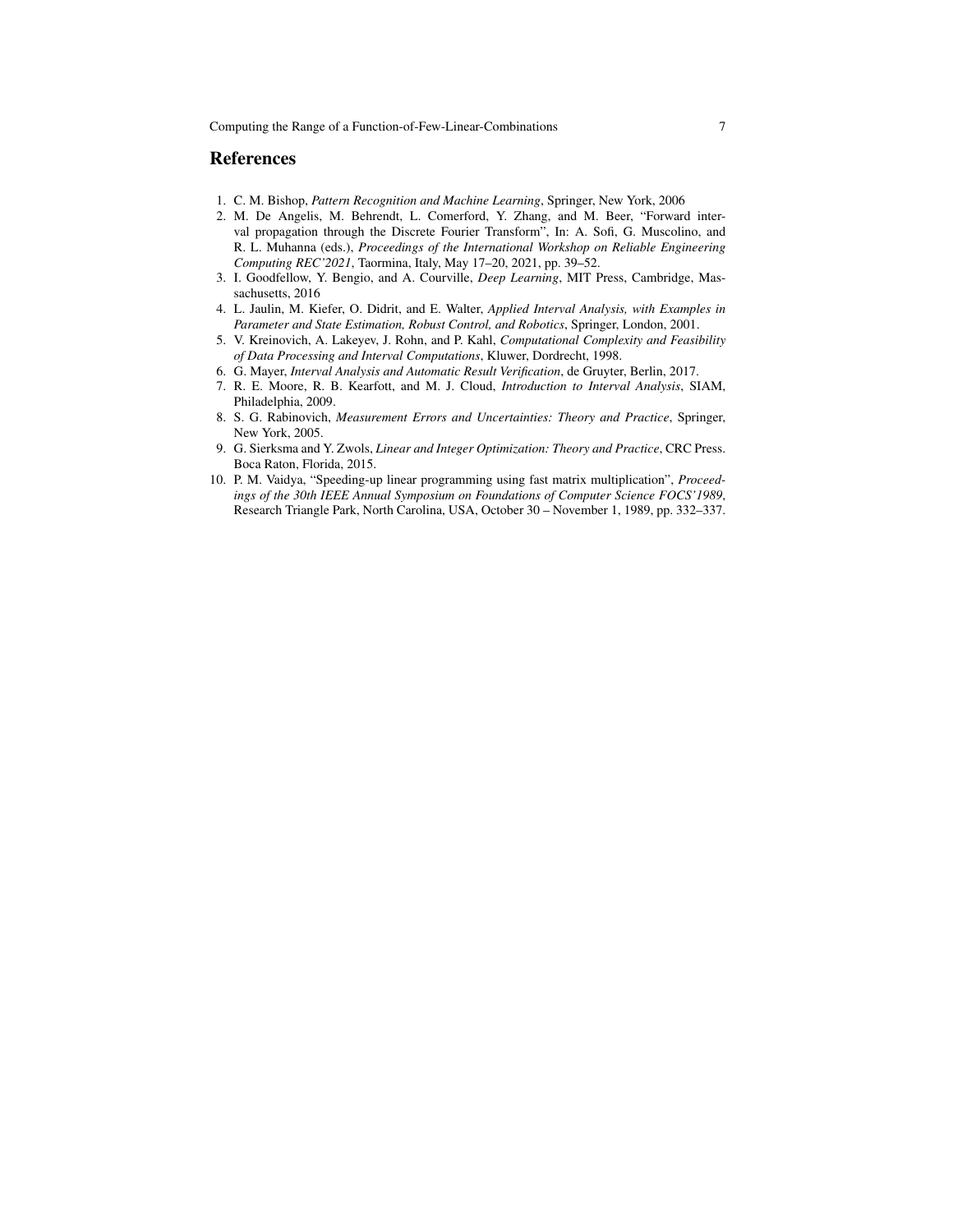## References

1. C. M. Bishop, *Pattern Recognition and Machine Learning*, Springer, New York, 2006
2. M. De Angelis, M. Behrendt, L. Comerford, Y. Zhang, and M. Beer, "Forward interval propagation through the Discrete Fourier Transform", In: A. Sofi, G. Muscolino, and R. L. Muhanna (eds.), *Proceedings of the International Workshop on Reliable Engineering Computing REC'2021*, Taormina, Italy, May 17–20, 2021, pp. 39–52.
3. I. Goodfellow, Y. Bengio, and A. Courville, *Deep Learning*, MIT Press, Cambridge, Massachusetts, 2016
4. L. Jaulin, M. Kiefer, O. Didrit, and E. Walter, *Applied Interval Analysis, with Examples in Parameter and State Estimation, Robust Control, and Robotics*, Springer, London, 2001.
5. V. Kreinovich, A. Lakeyev, J. Rohn, and P. Kahl, *Computational Complexity and Feasibility of Data Processing and Interval Computations*, Kluwer, Dordrecht, 1998.
6. G. Mayer, *Interval Analysis and Automatic Result Verification*, de Gruyter, Berlin, 2017.
7. R. E. Moore, R. B. Kearfott, and M. J. Cloud, *Introduction to Interval Analysis*, SIAM, Philadelphia, 2009.
8. S. G. Rabinovich, *Measurement Errors and Uncertainties: Theory and Practice*, Springer, New York, 2005.
9. G. Sierksma and Y. Zwols, *Linear and Integer Optimization: Theory and Practice*, CRC Press. Boca Raton, Florida, 2015.
10. P. M. Vaidya, "Speeding-up linear programming using fast matrix multiplication", *Proceedings of the 30th IEEE Annual Symposium on Foundations of Computer Science FOCS'1989*, Research Triangle Park, North Carolina, USA, October 30 – November 1, 1989, pp. 332–337.